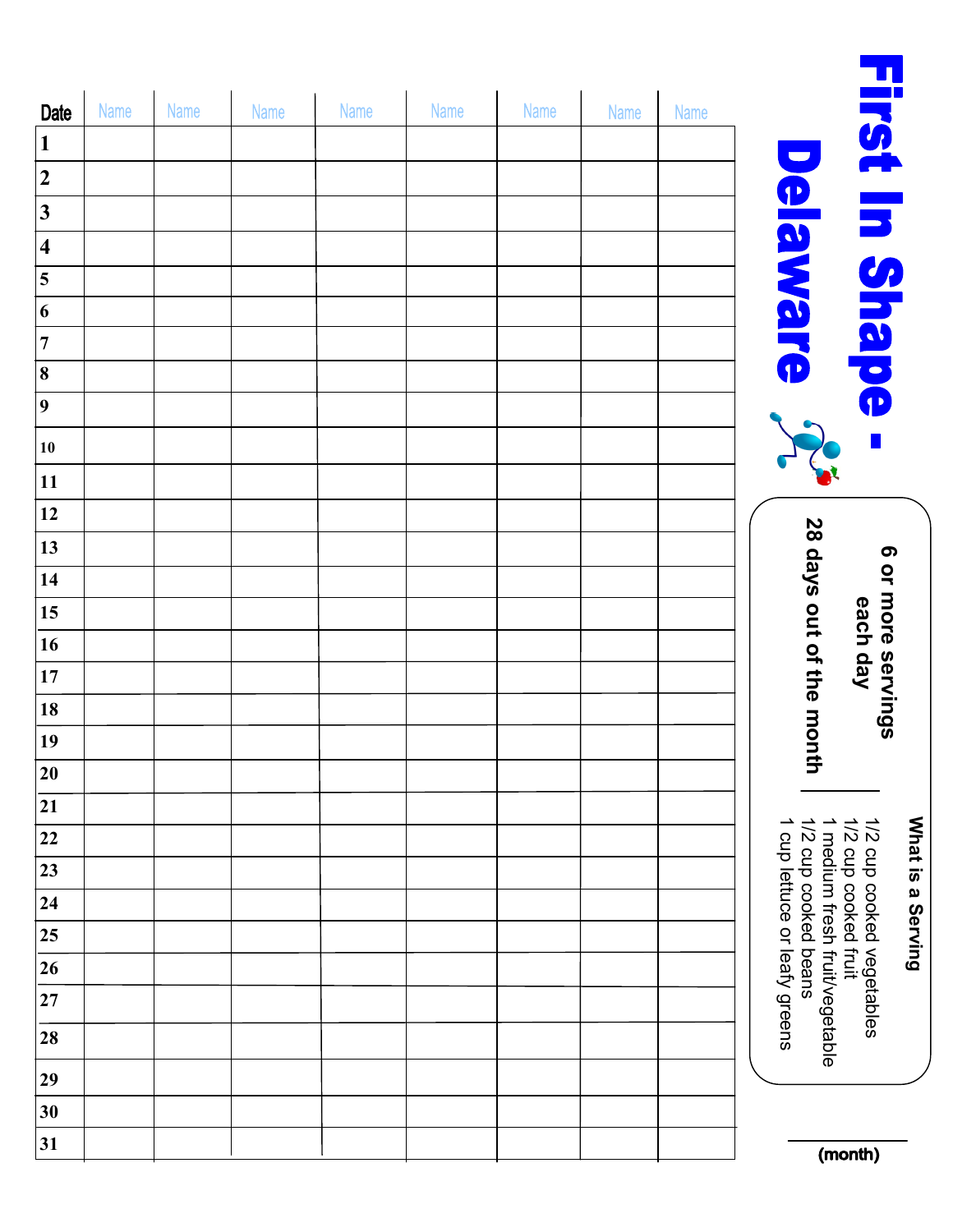# First In Shape - Delaware

**6 or more servings each day**

**28 days out of the month**

**What is a Serving**

- 1/2 cup cooked vegetables
- 1/2 cup cooked fruit
- 1 medium fresh fruit/vegetable
- 1/2 cup cooked beans
- 1 cup lettuce or leafy greens

______ **(month)**

| Date | Name | Name | Name | Name | Name | Name | Name | Name |
|---|---|---|---|---|---|---|---|---|
| 1 | | | | | | | | |
| 2 | | | | | | | | |
| 3 | | | | | | | | |
| 4 | | | | | | | | |
| 5 | | | | | | | | |
| 6 | | | | | | | | |
| 7 | | | | | | | | |
| 8 | | | | | | | | |
| 9 | | | | | | | | |
| 10 | | | | | | | | |
| 11 | | | | | | | | |
| 12 | | | | | | | | |
| 13 | | | | | | | | |
| 14 | | | | | | | | |
| 15 | | | | | | | | |
| 16 | | | | | | | | |
| 17 | | | | | | | | |
| 18 | | | | | | | | |
| 19 | | | | | | | | |
| 20 | | | | | | | | |
| 21 | | | | | | | | |
| 22 | | | | | | | | |
| 23 | | | | | | | | |
| 24 | | | | | | | | |
| 25 | | | | | | | | |
| 26 | | | | | | | | |
| 27 | | | | | | | | |
| 28 | | | | | | | | |
| 29 | | | | | | | | |
| 30 | | | | | | | | |
| 31 | | | | | | | | |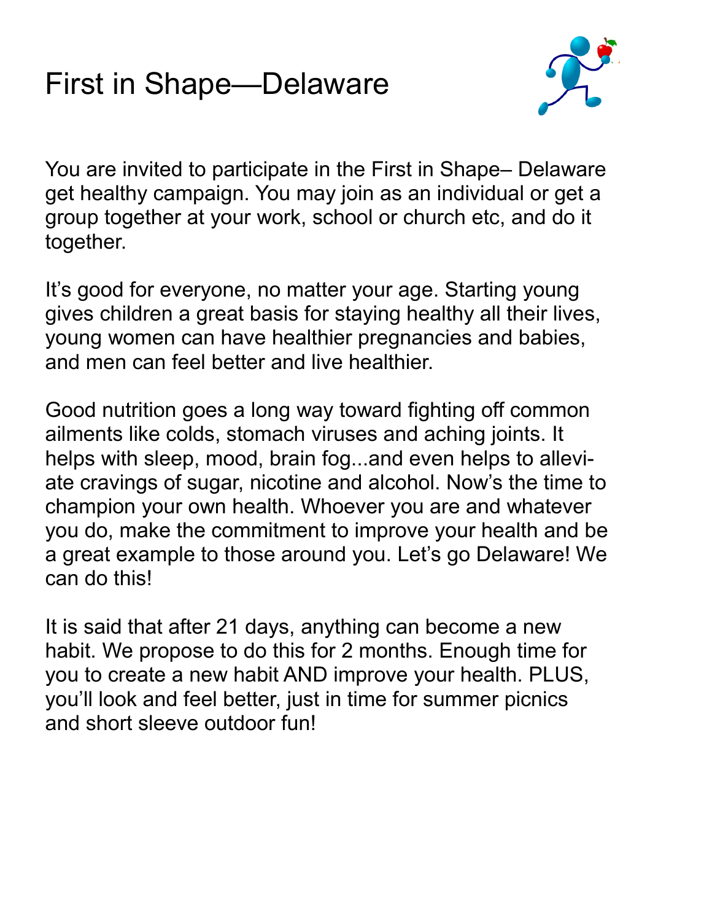# First in Shape—Delaware

You are invited to participate in the First in Shape– Delaware get healthy campaign. You may join as an individual or get a group together at your work, school or church etc, and do it together.

It's good for everyone, no matter your age. Starting young gives children a great basis for staying healthy all their lives, young women can have healthier pregnancies and babies, and men can feel better and live healthier.

Good nutrition goes a long way toward fighting off common ailments like colds, stomach viruses and aching joints. It helps with sleep, mood, brain fog...and even helps to alleviate cravings of sugar, nicotine and alcohol. Now's the time to champion your own health. Whoever you are and whatever you do, make the commitment to improve your health and be a great example to those around you. Let's go Delaware! We can do this!

It is said that after 21 days, anything can become a new habit. We propose to do this for 2 months. Enough time for you to create a new habit AND improve your health. PLUS, you'll look and feel better, just in time for summer picnics and short sleeve outdoor fun!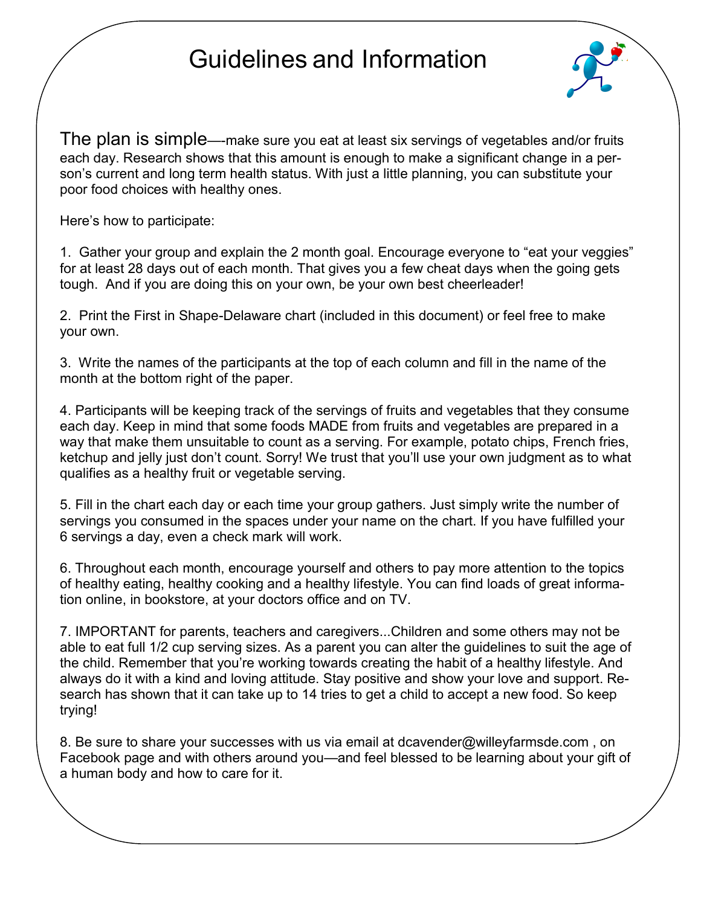# Guidelines and Information

The plan is simple—-make sure you eat at least six servings of vegetables and/or fruits each day. Research shows that this amount is enough to make a significant change in a person's current and long term health status. With just a little planning, you can substitute your poor food choices with healthy ones.

Here's how to participate:

1. Gather your group and explain the 2 month goal. Encourage everyone to "eat your veggies" for at least 28 days out of each month. That gives you a few cheat days when the going gets tough. And if you are doing this on your own, be your own best cheerleader!

2. Print the First in Shape-Delaware chart (included in this document) or feel free to make your own.

3. Write the names of the participants at the top of each column and fill in the name of the month at the bottom right of the paper.

4. Participants will be keeping track of the servings of fruits and vegetables that they consume each day. Keep in mind that some foods MADE from fruits and vegetables are prepared in a way that make them unsuitable to count as a serving. For example, potato chips, French fries, ketchup and jelly just don't count. Sorry! We trust that you'll use your own judgment as to what qualifies as a healthy fruit or vegetable serving.

5. Fill in the chart each day or each time your group gathers. Just simply write the number of servings you consumed in the spaces under your name on the chart. If you have fulfilled your 6 servings a day, even a check mark will work.

6. Throughout each month, encourage yourself and others to pay more attention to the topics of healthy eating, healthy cooking and a healthy lifestyle. You can find loads of great information online, in bookstore, at your doctors office and on TV.

7. IMPORTANT for parents, teachers and caregivers...Children and some others may not be able to eat full 1/2 cup serving sizes. As a parent you can alter the guidelines to suit the age of the child. Remember that you're working towards creating the habit of a healthy lifestyle. And always do it with a kind and loving attitude. Stay positive and show your love and support. Research has shown that it can take up to 14 tries to get a child to accept a new food. So keep trying!

8. Be sure to share your successes with us via email at dcavender@willeyfarmsde.com , on Facebook page and with others around you—and feel blessed to be learning about your gift of a human body and how to care for it.